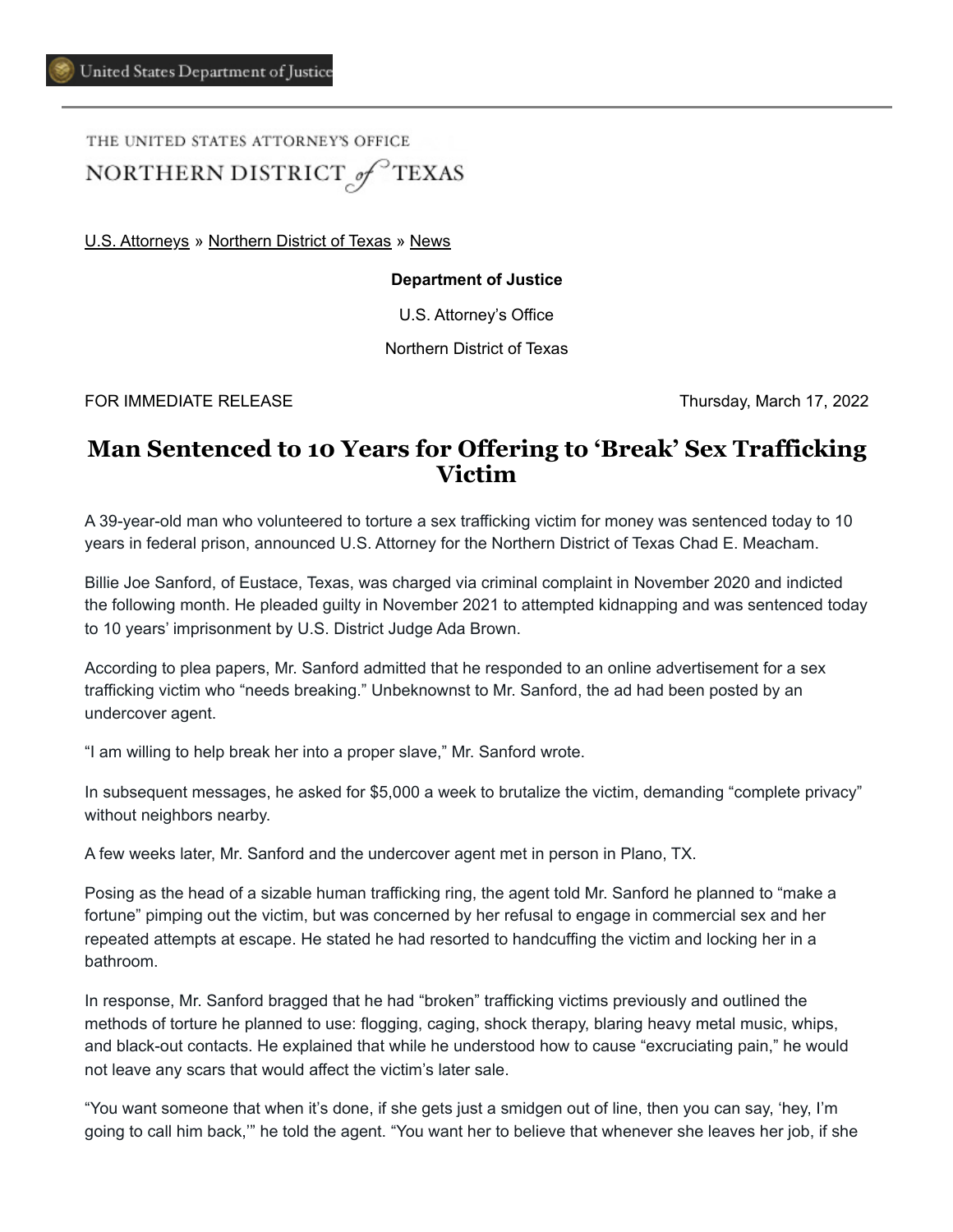United States Department of Justice

THE UNITED STATES ATTORNEY'S OFFICE
NORTHERN DISTRICT of TEXAS

U.S. Attorneys » Northern District of Texas » News

**Department of Justice**

U.S. Attorney's Office

Northern District of Texas

FOR IMMEDIATE RELEASE Thursday, March 17, 2022

# Man Sentenced to 10 Years for Offering to 'Break' Sex Trafficking Victim

A 39-year-old man who volunteered to torture a sex trafficking victim for money was sentenced today to 10 years in federal prison, announced U.S. Attorney for the Northern District of Texas Chad E. Meacham.

Billie Joe Sanford, of Eustace, Texas, was charged via criminal complaint in November 2020 and indicted the following month. He pleaded guilty in November 2021 to attempted kidnapping and was sentenced today to 10 years' imprisonment by U.S. District Judge Ada Brown.

According to plea papers, Mr. Sanford admitted that he responded to an online advertisement for a sex trafficking victim who "needs breaking." Unbeknownst to Mr. Sanford, the ad had been posted by an undercover agent.

"I am willing to help break her into a proper slave," Mr. Sanford wrote.

In subsequent messages, he asked for $5,000 a week to brutalize the victim, demanding "complete privacy" without neighbors nearby.

A few weeks later, Mr. Sanford and the undercover agent met in person in Plano, TX.

Posing as the head of a sizable human trafficking ring, the agent told Mr. Sanford he planned to "make a fortune" pimping out the victim, but was concerned by her refusal to engage in commercial sex and her repeated attempts at escape. He stated he had resorted to handcuffing the victim and locking her in a bathroom.

In response, Mr. Sanford bragged that he had "broken" trafficking victims previously and outlined the methods of torture he planned to use: flogging, caging, shock therapy, blaring heavy metal music, whips, and black-out contacts. He explained that while he understood how to cause "excruciating pain," he would not leave any scars that would affect the victim's later sale.

"You want someone that when it's done, if she gets just a smidgen out of line, then you can say, 'hey, I'm going to call him back,'" he told the agent. "You want her to believe that whenever she leaves her job, if she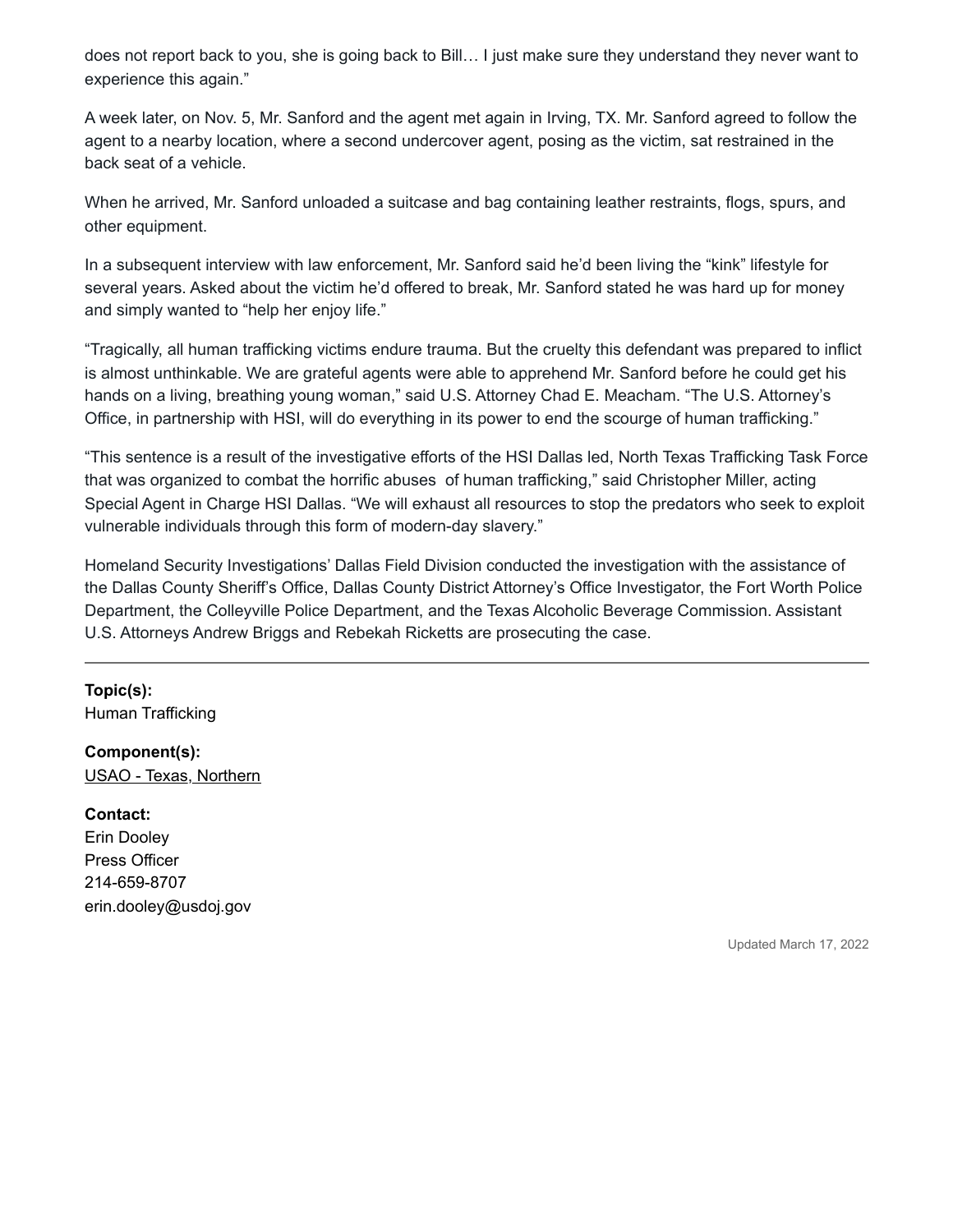does not report back to you, she is going back to Bill… I just make sure they understand they never want to experience this again."

A week later, on Nov. 5, Mr. Sanford and the agent met again in Irving, TX. Mr. Sanford agreed to follow the agent to a nearby location, where a second undercover agent, posing as the victim, sat restrained in the back seat of a vehicle.

When he arrived, Mr. Sanford unloaded a suitcase and bag containing leather restraints, flogs, spurs, and other equipment.

In a subsequent interview with law enforcement, Mr. Sanford said he'd been living the "kink" lifestyle for several years. Asked about the victim he'd offered to break, Mr. Sanford stated he was hard up for money and simply wanted to "help her enjoy life."

"Tragically, all human trafficking victims endure trauma. But the cruelty this defendant was prepared to inflict is almost unthinkable. We are grateful agents were able to apprehend Mr. Sanford before he could get his hands on a living, breathing young woman," said U.S. Attorney Chad E. Meacham. "The U.S. Attorney's Office, in partnership with HSI, will do everything in its power to end the scourge of human trafficking."

"This sentence is a result of the investigative efforts of the HSI Dallas led, North Texas Trafficking Task Force that was organized to combat the horrific abuses of human trafficking," said Christopher Miller, acting Special Agent in Charge HSI Dallas. "We will exhaust all resources to stop the predators who seek to exploit vulnerable individuals through this form of modern-day slavery."

Homeland Security Investigations' Dallas Field Division conducted the investigation with the assistance of the Dallas County Sheriff's Office, Dallas County District Attorney's Office Investigator, the Fort Worth Police Department, the Colleyville Police Department, and the Texas Alcoholic Beverage Commission. Assistant U.S. Attorneys Andrew Briggs and Rebekah Ricketts are prosecuting the case.

---

**Topic(s):**
Human Trafficking

**Component(s):**
USAO - Texas, Northern

**Contact:**
Erin Dooley
Press Officer
214-659-8707
erin.dooley@usdoj.gov

Updated March 17, 2022